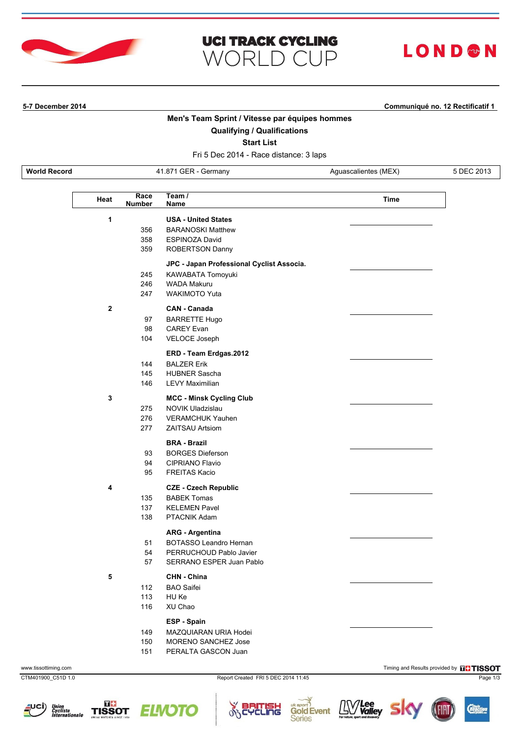# UCI TRACK CYCLING WORLD CUP

LONDON

**5-7 December 2014** | **Communiqué no. 12 Rectificatif 1**

## Men's Team Sprint / Vitesse par équipes hommes

### Qualifying / Qualifications

### Start List

Fri 5 Dec 2014 - Race distance: 3 laps

| **World Record** | 41.871 GER - Germany | Aguascalientes (MEX) | 5 DEC 2013 |
|---|---|---|---|

| Heat | Race Number | Team / Name | Time |
|---|---|---|---|
| 1 | | **USA - United States** | |
| | 356 | BARANOSKI Matthew | |
| | 358 | ESPINOZA David | |
| | 359 | ROBERTSON Danny | |
| | | **JPC - Japan Professional Cyclist Associa.** | |
| | 245 | KAWABATA Tomoyuki | |
| | 246 | WADA Makuru | |
| | 247 | WAKIMOTO Yuta | |
| 2 | | **CAN - Canada** | |
| | 97 | BARRETTE Hugo | |
| | 98 | CAREY Evan | |
| | 104 | VELOCE Joseph | |
| | | **ERD - Team Erdgas.2012** | |
| | 144 | BALZER Erik | |
| | 145 | HUBNER Sascha | |
| | 146 | LEVY Maximilian | |
| 3 | | **MCC - Minsk Cycling Club** | |
| | 275 | NOVIK Uladzislau | |
| | 276 | VERAMCHUK Yauhen | |
| | 277 | ZAITSAU Artsiom | |
| | | **BRA - Brazil** | |
| | 93 | BORGES Dieferson | |
| | 94 | CIPRIANO Flavio | |
| | 95 | FREITAS Kacio | |
| 4 | | **CZE - Czech Republic** | |
| | 135 | BABEK Tomas | |
| | 137 | KELEMEN Pavel | |
| | 138 | PTACNIK Adam | |
| | | **ARG - Argentina** | |
| | 51 | BOTASSO Leandro Hernan | |
| | 54 | PERRUCHOUD Pablo Javier | |
| | 57 | SERRANO ESPER Juan Pablo | |
| 5 | | **CHN - China** | |
| | 112 | BAO Saifei | |
| | 113 | HU Ke | |
| | 116 | XU Chao | |
| | | **ESP - Spain** | |
| | 149 | MAZQUIARAN URIA Hodei | |
| | 150 | MORENO SANCHEZ Jose | |
| | 151 | PERALTA GASCON Juan | |

www.tissottiming.com | Timing and Results provided by TISSOT

CTM401900_C51D 1.0 | Report Created FRI 5 DEC 2014 11:45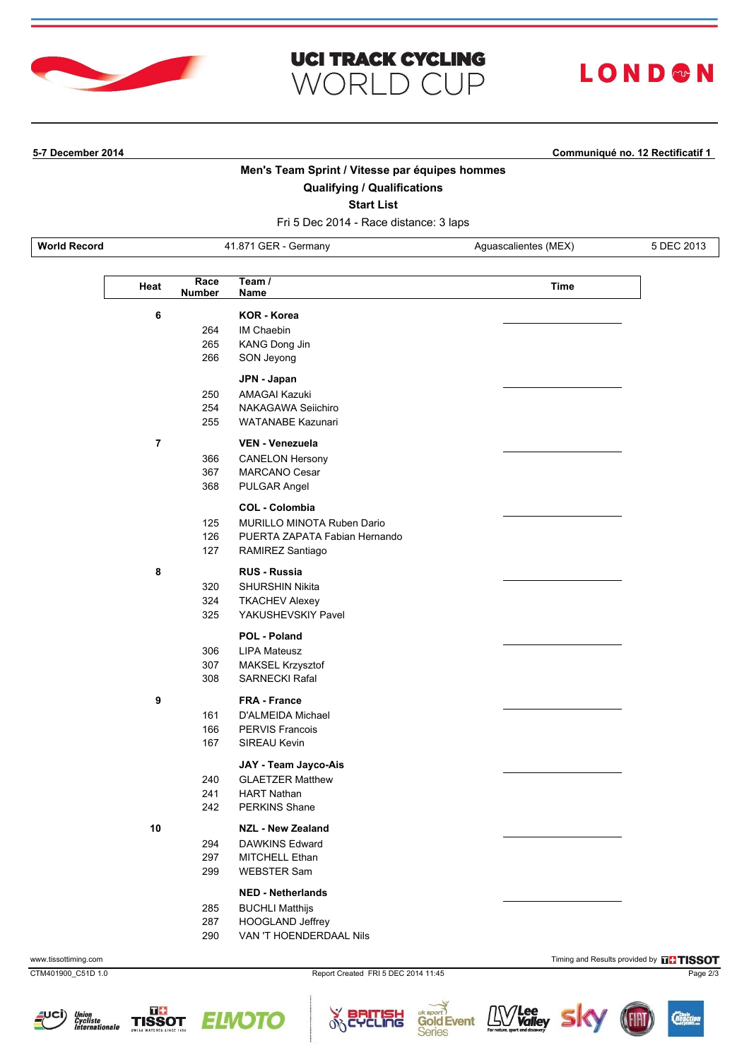# UCI TRACK CYCLING WORLD CUP

LONDON

**5-7 December 2014** **Communiqué no. 12 Rectificatif 1**

## Men's Team Sprint / Vitesse par équipes hommes

### Qualifying / Qualifications

### Start List

Fri 5 Dec 2014 - Race distance: 3 laps

| World Record | 41.871 GER - Germany | Aguascalientes (MEX) | 5 DEC 2013 |
|---|---|---|---|

| Heat | Race Number | Team / Name | Time |
|---|---|---|---|
| 6 | | **KOR - Korea** | |
| | 264 | IM Chaebin | |
| | 265 | KANG Dong Jin | |
| | 266 | SON Jeyong | |
| | | **JPN - Japan** | |
| | 250 | AMAGAI Kazuki | |
| | 254 | NAKAGAWA Seiichiro | |
| | 255 | WATANABE Kazunari | |
| 7 | | **VEN - Venezuela** | |
| | 366 | CANELON Hersony | |
| | 367 | MARCANO Cesar | |
| | 368 | PULGAR Angel | |
| | | **COL - Colombia** | |
| | 125 | MURILLO MINOTA Ruben Dario | |
| | 126 | PUERTA ZAPATA Fabian Hernando | |
| | 127 | RAMIREZ Santiago | |
| 8 | | **RUS - Russia** | |
| | 320 | SHURSHIN Nikita | |
| | 324 | TKACHEV Alexey | |
| | 325 | YAKUSHEVSKIY Pavel | |
| | | **POL - Poland** | |
| | 306 | LIPA Mateusz | |
| | 307 | MAKSEL Krzysztof | |
| | 308 | SARNECKI Rafal | |
| 9 | | **FRA - France** | |
| | 161 | D'ALMEIDA Michael | |
| | 166 | PERVIS Francois | |
| | 167 | SIREAU Kevin | |
| | | **JAY - Team Jayco-Ais** | |
| | 240 | GLAETZER Matthew | |
| | 241 | HART Nathan | |
| | 242 | PERKINS Shane | |
| 10 | | **NZL - New Zealand** | |
| | 294 | DAWKINS Edward | |
| | 297 | MITCHELL Ethan | |
| | 299 | WEBSTER Sam | |
| | | **NED - Netherlands** | |
| | 285 | BUCHLI Matthijs | |
| | 287 | HOOGLAND Jeffrey | |
| | 290 | VAN 'T HOENDERDAAL Nils | |

www.tissottiming.com — Timing and Results provided by TISSOT

CTM401900_C51D 1.0 — Report Created FRI 5 DEC 2014 11:45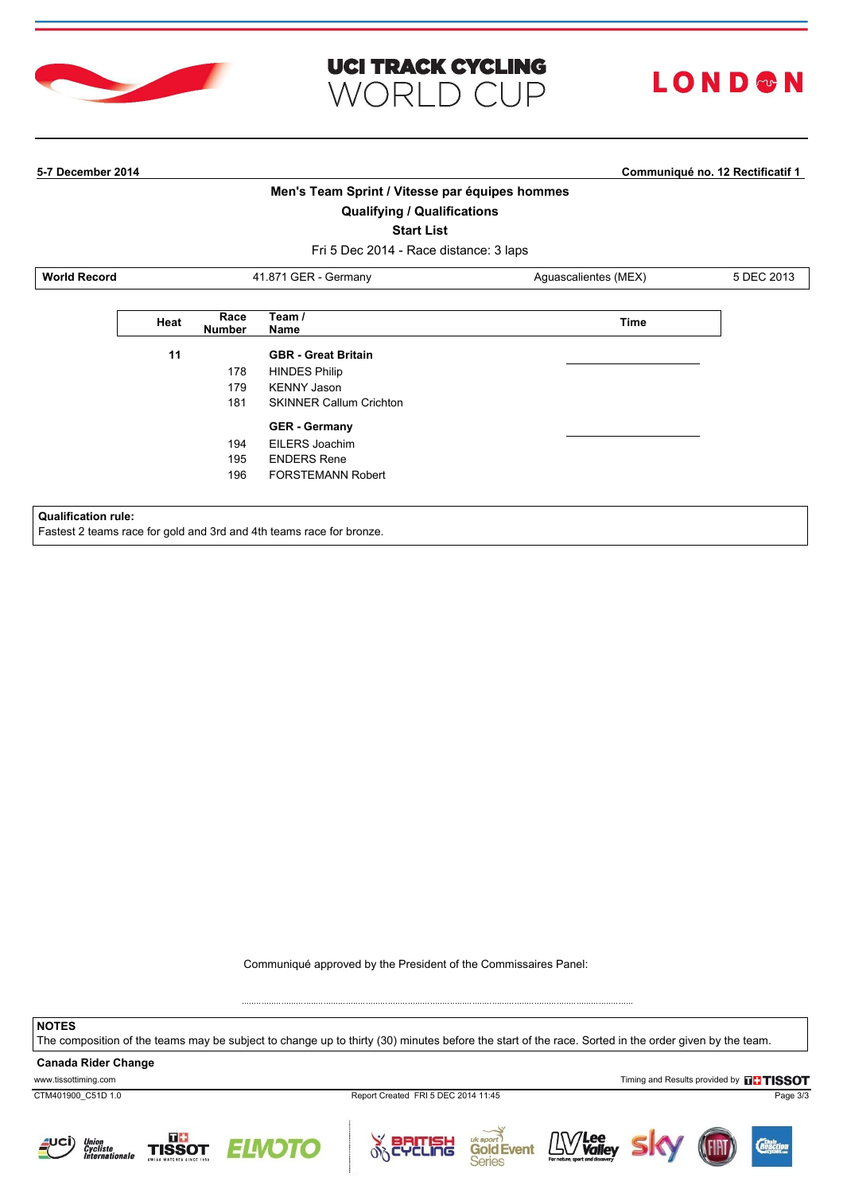# UCI TRACK CYCLING WORLD CUP

**5-7 December 2014** | **Communiqué no. 12 Rectificatif 1**

## Men's Team Sprint / Vitesse par équipes hommes

### Qualifying / Qualifications

### Start List

Fri 5 Dec 2014 - Race distance: 3 laps

| | | | |
|---|---|---|---|
| **World Record** | 41.871 GER - Germany | Aguascalientes (MEX) | 5 DEC 2013 |

| Heat | Race Number | Team / Name | Time |
|---|---|---|---|
| 11 | | **GBR - Great Britain** | |
| | 178 | HINDES Philip | |
| | 179 | KENNY Jason | |
| | 181 | SKINNER Callum Crichton | |
| | | **GER - Germany** | |
| | 194 | EILERS Joachim | |
| | 195 | ENDERS Rene | |
| | 196 | FORSTEMANN Robert | |

**Qualification rule:**
Fastest 2 teams race for gold and 3rd and 4th teams race for bronze.

Communiqué approved by the President of the Commissaires Panel:

**NOTES**
The composition of the teams may be subject to change up to thirty (30) minutes before the start of the race. Sorted in the order given by the team.

**Canada Rider Change**

www.tissottiming.com | Timing and Results provided by TISSOT

CTM401900_C51D 1.0 | Report Created FRI 5 DEC 2014 11:45